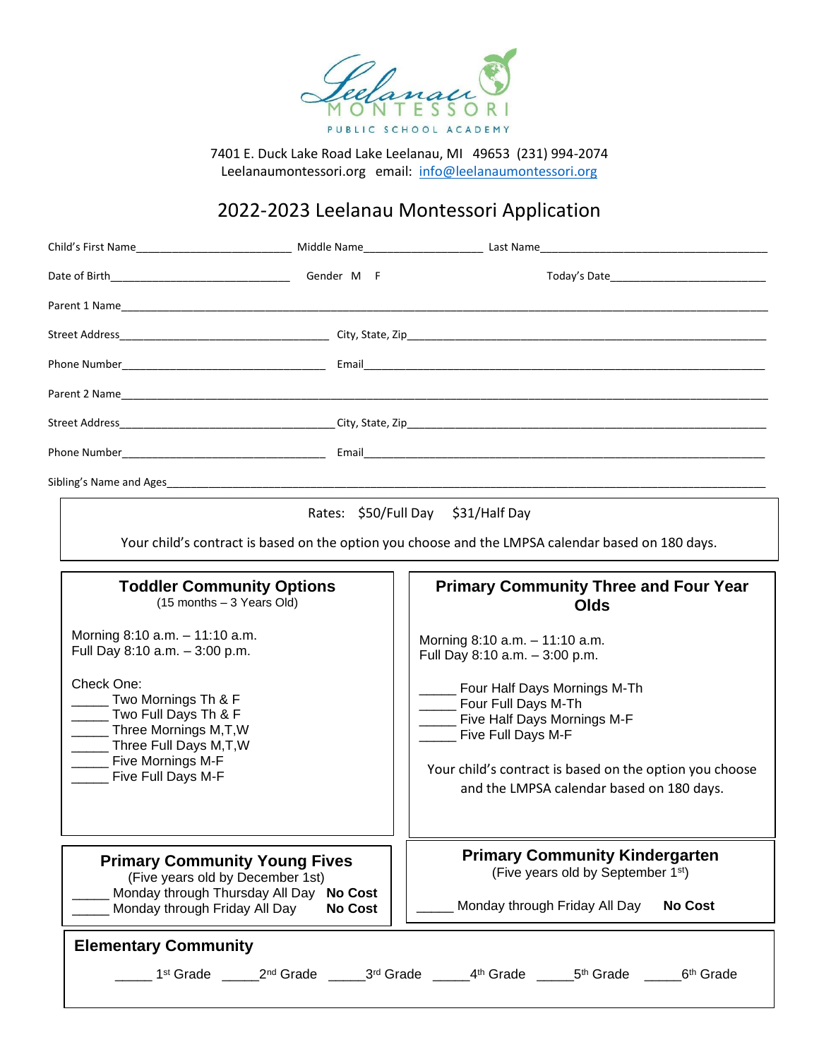Leelanau MONTESSORI PUBLIC SCHOOL ACADEMY

7401 E. Duck Lake Road Lake Leelanau, MI 49653 (231) 994-2074
Leelanaumontessori.org email: info@leelanaumontessori.org

# 2022-2023 Leelanau Montessori Application

Child's First Name_________________________ Middle Name___________________ Last Name_____________________________________

Date of Birth_____________________________ Gender M F Today's Date__________________________

Parent 1 Name___________________________________________________________________________________________________

Street Address_________________________________ City, State, Zip______________________________________________________

Phone Number_________________________________ Email_________________________________________________________

Parent 2 Name___________________________________________________________________________________________________

Street Address_________________________________ City, State, Zip______________________________________________________

Phone Number_________________________________ Email_________________________________________________________

Sibling's Name and Ages_____________________________________________________________________________________________

Rates: $50/Full Day $31/Half Day

Your child's contract is based on the option you choose and the LMPSA calendar based on 180 days.

## Toddler Community Options
(15 months – 3 Years Old)

Morning 8:10 a.m. – 11:10 a.m.
Full Day 8:10 a.m. – 3:00 p.m.

Check One:
_____ Two Mornings Th & F
_____ Two Full Days Th & F
_____ Three Mornings M,T,W
_____ Three Full Days M,T,W
_____ Five Mornings M-F
_____ Five Full Days M-F

## Primary Community Three and Four Year Olds

Morning 8:10 a.m. – 11:10 a.m.
Full Day 8:10 a.m. – 3:00 p.m.

_____ Four Half Days Mornings M-Th
_____ Four Full Days M-Th
_____ Five Half Days Mornings M-F
_____ Five Full Days M-F

Your child's contract is based on the option you choose and the LMPSA calendar based on 180 days.

## Primary Community Young Fives
(Five years old by December 1st)

_____ Monday through Thursday All Day **No Cost**
_____ Monday through Friday All Day **No Cost**

## Primary Community Kindergarten
(Five years old by September 1st)

_____ Monday through Friday All Day **No Cost**

## Elementary Community

_____ 1st Grade _____2nd Grade _____3rd Grade _____4th Grade _____5th Grade _____6th Grade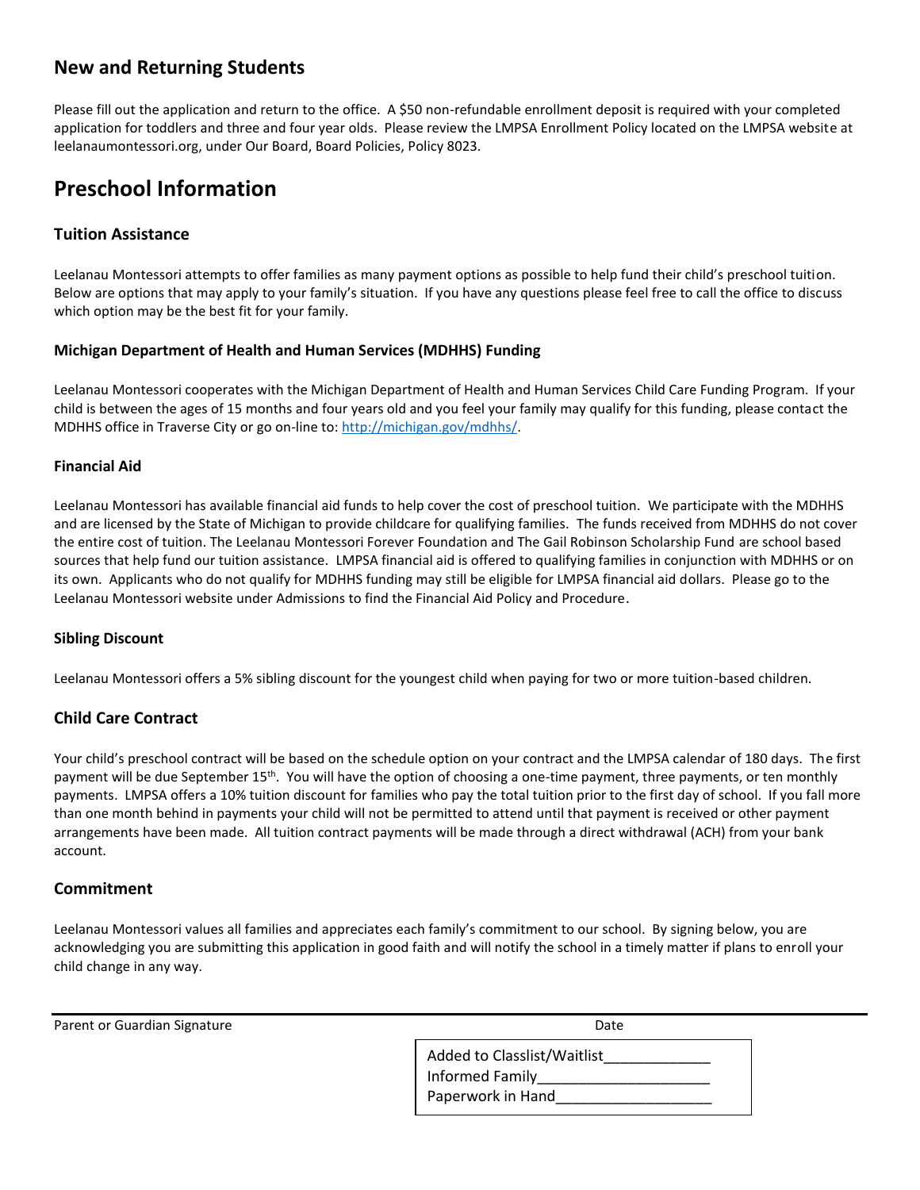## New and Returning Students

Please fill out the application and return to the office. A $50 non-refundable enrollment deposit is required with your completed application for toddlers and three and four year olds. Please review the LMPSA Enrollment Policy located on the LMPSA website at leelanaumontessori.org, under Our Board, Board Policies, Policy 8023.

# Preschool Information

## Tuition Assistance

Leelanau Montessori attempts to offer families as many payment options as possible to help fund their child's preschool tuition. Below are options that may apply to your family's situation. If you have any questions please feel free to call the office to discuss which option may be the best fit for your family.

### Michigan Department of Health and Human Services (MDHHS) Funding

Leelanau Montessori cooperates with the Michigan Department of Health and Human Services Child Care Funding Program. If your child is between the ages of 15 months and four years old and you feel your family may qualify for this funding, please contact the MDHHS office in Traverse City or go on-line to: http://michigan.gov/mdhhs/.

### Financial Aid

Leelanau Montessori has available financial aid funds to help cover the cost of preschool tuition. We participate with the MDHHS and are licensed by the State of Michigan to provide childcare for qualifying families. The funds received from MDHHS do not cover the entire cost of tuition. The Leelanau Montessori Forever Foundation and The Gail Robinson Scholarship Fund are school based sources that help fund our tuition assistance. LMPSA financial aid is offered to qualifying families in conjunction with MDHHS or on its own. Applicants who do not qualify for MDHHS funding may still be eligible for LMPSA financial aid dollars. Please go to the Leelanau Montessori website under Admissions to find the Financial Aid Policy and Procedure.

### Sibling Discount

Leelanau Montessori offers a 5% sibling discount for the youngest child when paying for two or more tuition-based children.

## Child Care Contract

Your child's preschool contract will be based on the schedule option on your contract and the LMPSA calendar of 180 days. The first payment will be due September 15th. You will have the option of choosing a one-time payment, three payments, or ten monthly payments. LMPSA offers a 10% tuition discount for families who pay the total tuition prior to the first day of school. If you fall more than one month behind in payments your child will not be permitted to attend until that payment is received or other payment arrangements have been made. All tuition contract payments will be made through a direct withdrawal (ACH) from your bank account.

## Commitment

Leelanau Montessori values all families and appreciates each family's commitment to our school. By signing below, you are acknowledging you are submitting this application in good faith and will notify the school in a timely matter if plans to enroll your child change in any way.

Parent or Guardian Signature Date

Added to Classlist/Waitlist____________

Informed Family____________________

Paperwork in Hand__________________